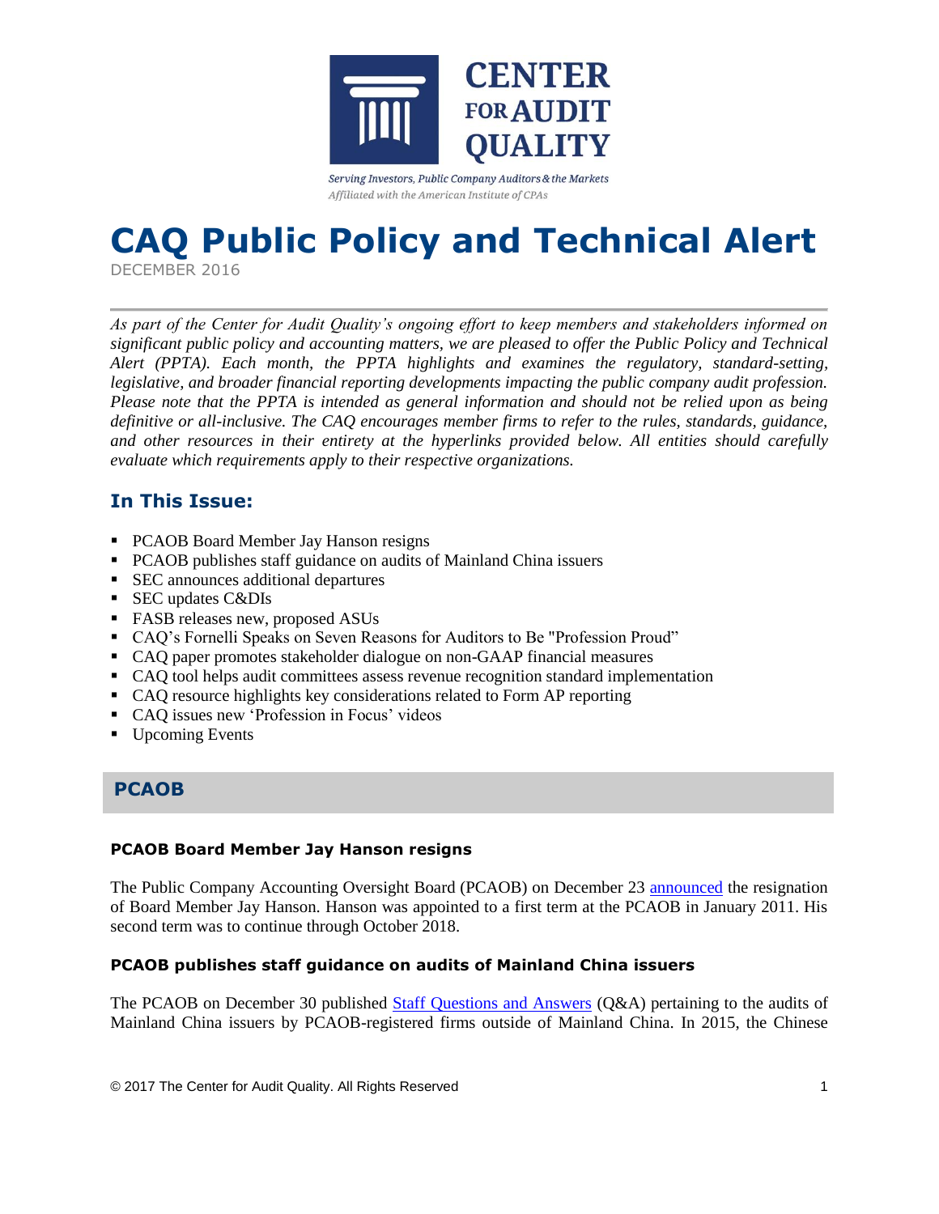CENTER FOR AUDIT QUALITY

*Serving Investors, Public Company Auditors & the Markets*
*Affiliated with the American Institute of CPAs*

# CAQ Public Policy and Technical Alert

DECEMBER 2016

*As part of the Center for Audit Quality's ongoing effort to keep members and stakeholders informed on significant public policy and accounting matters, we are pleased to offer the Public Policy and Technical Alert (PPTA). Each month, the PPTA highlights and examines the regulatory, standard-setting, legislative, and broader financial reporting developments impacting the public company audit profession. Please note that the PPTA is intended as general information and should not be relied upon as being definitive or all-inclusive. The CAQ encourages member firms to refer to the rules, standards, guidance, and other resources in their entirety at the hyperlinks provided below. All entities should carefully evaluate which requirements apply to their respective organizations.*

## In This Issue:

- PCAOB Board Member Jay Hanson resigns
- PCAOB publishes staff guidance on audits of Mainland China issuers
- SEC announces additional departures
- SEC updates C&DIs
- FASB releases new, proposed ASUs
- CAQ's Fornelli Speaks on Seven Reasons for Auditors to Be "Profession Proud"
- CAQ paper promotes stakeholder dialogue on non-GAAP financial measures
- CAQ tool helps audit committees assess revenue recognition standard implementation
- CAQ resource highlights key considerations related to Form AP reporting
- CAQ issues new 'Profession in Focus' videos
- Upcoming Events

## PCAOB

### PCAOB Board Member Jay Hanson resigns

The Public Company Accounting Oversight Board (PCAOB) on December 23 announced the resignation of Board Member Jay Hanson. Hanson was appointed to a first term at the PCAOB in January 2011. His second term was to continue through October 2018.

### PCAOB publishes staff guidance on audits of Mainland China issuers

The PCAOB on December 30 published Staff Questions and Answers (Q&A) pertaining to the audits of Mainland China issuers by PCAOB-registered firms outside of Mainland China. In 2015, the Chinese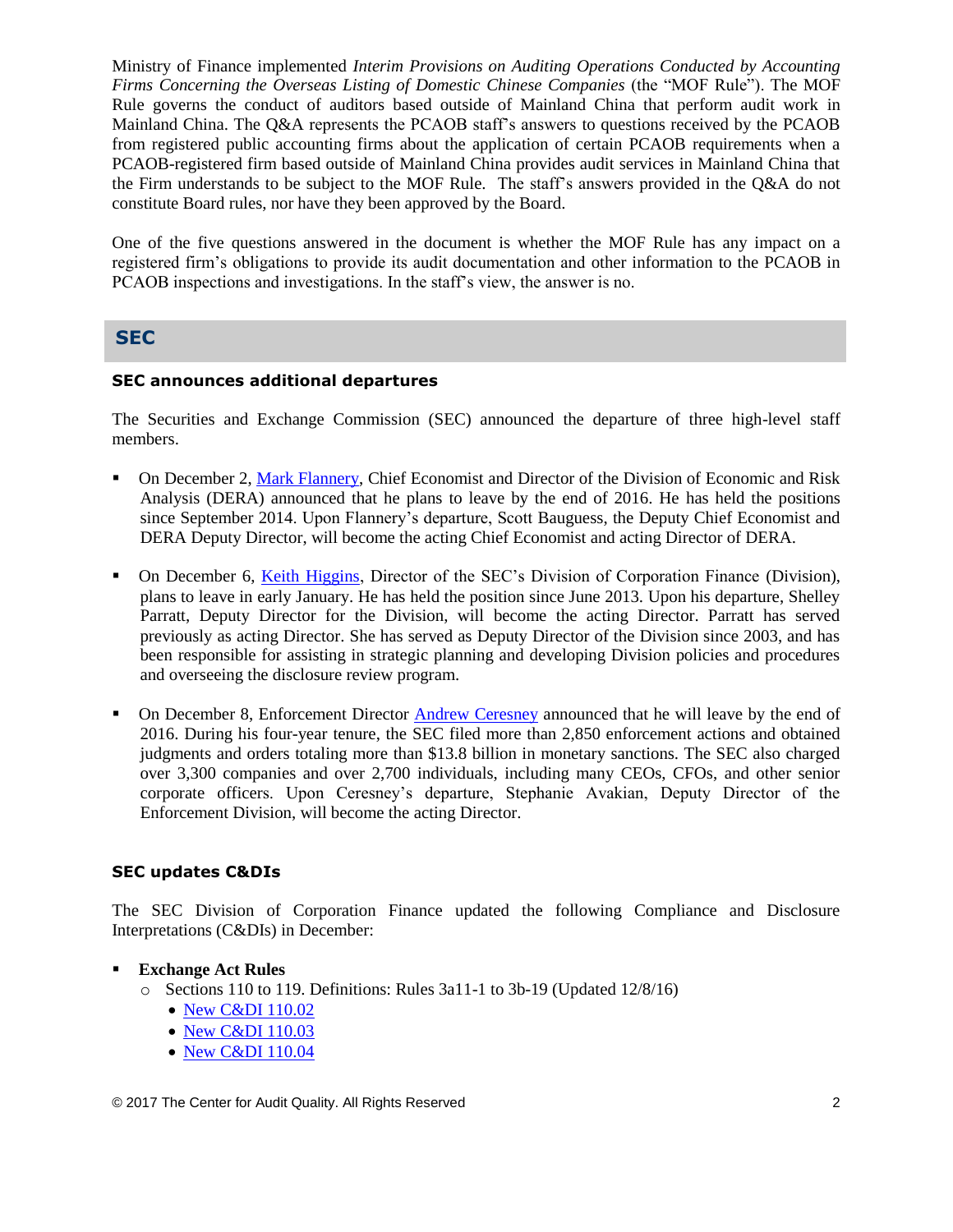Ministry of Finance implemented *Interim Provisions on Auditing Operations Conducted by Accounting Firms Concerning the Overseas Listing of Domestic Chinese Companies* (the "MOF Rule"). The MOF Rule governs the conduct of auditors based outside of Mainland China that perform audit work in Mainland China. The Q&A represents the PCAOB staff's answers to questions received by the PCAOB from registered public accounting firms about the application of certain PCAOB requirements when a PCAOB-registered firm based outside of Mainland China provides audit services in Mainland China that the Firm understands to be subject to the MOF Rule. The staff's answers provided in the Q&A do not constitute Board rules, nor have they been approved by the Board.

One of the five questions answered in the document is whether the MOF Rule has any impact on a registered firm's obligations to provide its audit documentation and other information to the PCAOB in PCAOB inspections and investigations. In the staff's view, the answer is no.

## SEC

### SEC announces additional departures

The Securities and Exchange Commission (SEC) announced the departure of three high-level staff members.

- On December 2, Mark Flannery, Chief Economist and Director of the Division of Economic and Risk Analysis (DERA) announced that he plans to leave by the end of 2016. He has held the positions since September 2014. Upon Flannery's departure, Scott Bauguess, the Deputy Chief Economist and DERA Deputy Director, will become the acting Chief Economist and acting Director of DERA.

- On December 6, Keith Higgins, Director of the SEC's Division of Corporation Finance (Division), plans to leave in early January. He has held the position since June 2013. Upon his departure, Shelley Parratt, Deputy Director for the Division, will become the acting Director. Parratt has served previously as acting Director. She has served as Deputy Director of the Division since 2003, and has been responsible for assisting in strategic planning and developing Division policies and procedures and overseeing the disclosure review program.

- On December 8, Enforcement Director Andrew Ceresney announced that he will leave by the end of 2016. During his four-year tenure, the SEC filed more than 2,850 enforcement actions and obtained judgments and orders totaling more than $13.8 billion in monetary sanctions. The SEC also charged over 3,300 companies and over 2,700 individuals, including many CEOs, CFOs, and other senior corporate officers. Upon Ceresney's departure, Stephanie Avakian, Deputy Director of the Enforcement Division, will become the acting Director.

### SEC updates C&DIs

The SEC Division of Corporation Finance updated the following Compliance and Disclosure Interpretations (C&DIs) in December:

- **Exchange Act Rules**
  - Sections 110 to 119. Definitions: Rules 3a11-1 to 3b-19 (Updated 12/8/16)
    - New C&DI 110.02
    - New C&DI 110.03
    - New C&DI 110.04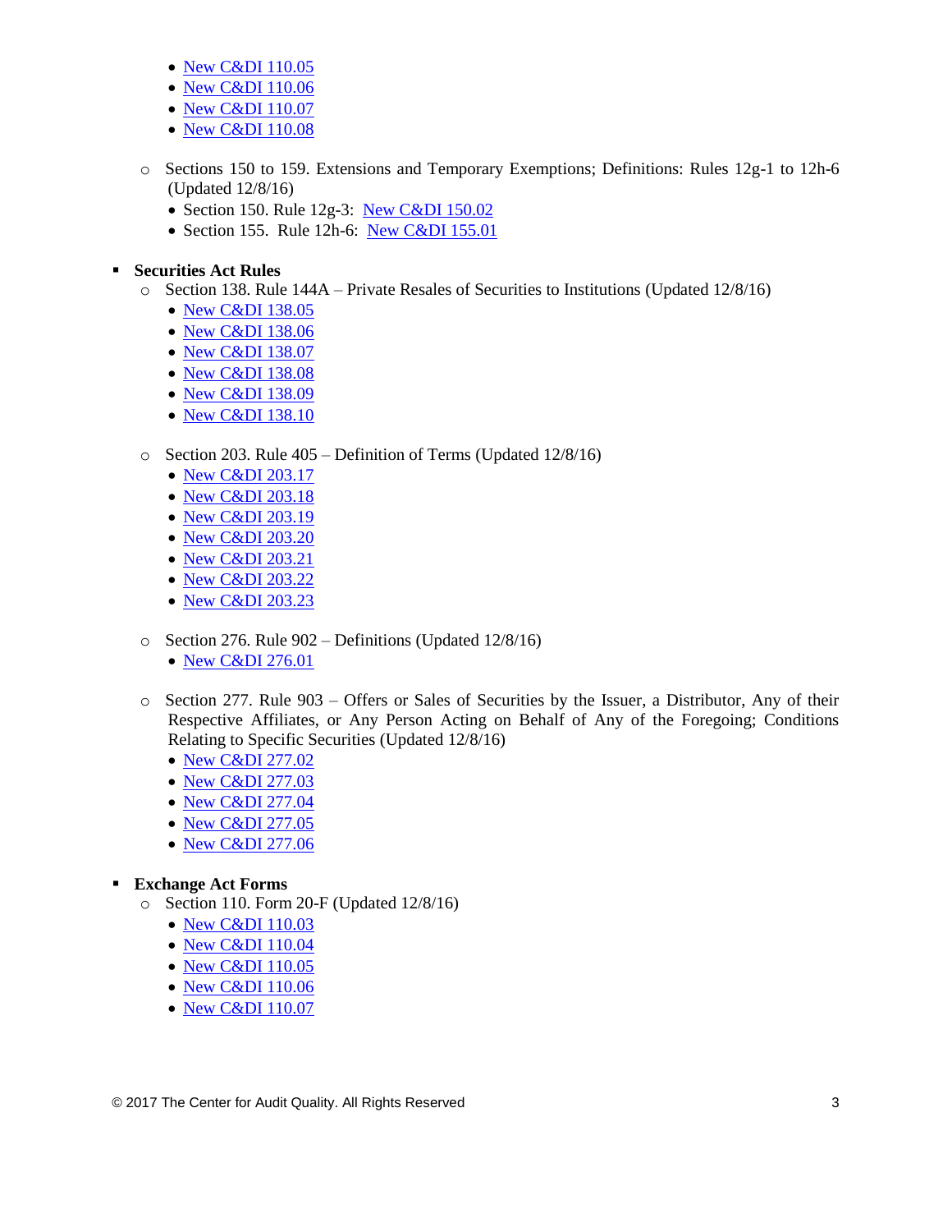- New C&DI 110.05
- New C&DI 110.06
- New C&DI 110.07
- New C&DI 110.08

- Sections 150 to 159. Extensions and Temporary Exemptions; Definitions: Rules 12g-1 to 12h-6 (Updated 12/8/16)
  - Section 150. Rule 12g-3: New C&DI 150.02
  - Section 155. Rule 12h-6: New C&DI 155.01

- **Securities Act Rules**
  - Section 138. Rule 144A – Private Resales of Securities to Institutions (Updated 12/8/16)
    - New C&DI 138.05
    - New C&DI 138.06
    - New C&DI 138.07
    - New C&DI 138.08
    - New C&DI 138.09
    - New C&DI 138.10

  - Section 203. Rule 405 – Definition of Terms (Updated 12/8/16)
    - New C&DI 203.17
    - New C&DI 203.18
    - New C&DI 203.19
    - New C&DI 203.20
    - New C&DI 203.21
    - New C&DI 203.22
    - New C&DI 203.23

  - Section 276. Rule 902 – Definitions (Updated 12/8/16)
    - New C&DI 276.01

  - Section 277. Rule 903 – Offers or Sales of Securities by the Issuer, a Distributor, Any of their Respective Affiliates, or Any Person Acting on Behalf of Any of the Foregoing; Conditions Relating to Specific Securities (Updated 12/8/16)
    - New C&DI 277.02
    - New C&DI 277.03
    - New C&DI 277.04
    - New C&DI 277.05
    - New C&DI 277.06

- **Exchange Act Forms**
  - Section 110. Form 20-F (Updated 12/8/16)
    - New C&DI 110.03
    - New C&DI 110.04
    - New C&DI 110.05
    - New C&DI 110.06
    - New C&DI 110.07

© 2017 The Center for Audit Quality. All Rights Reserved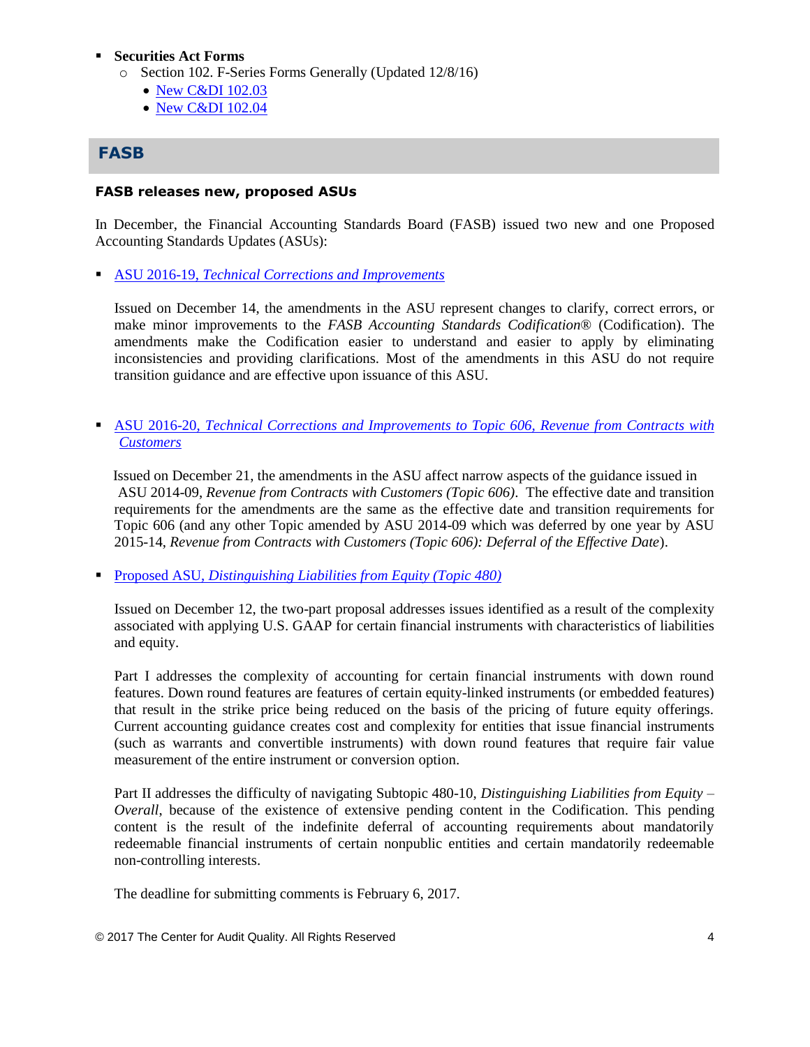- **Securities Act Forms**
  - Section 102. F-Series Forms Generally (Updated 12/8/16)
    - New C&DI 102.03
    - New C&DI 102.04

## FASB

### FASB releases new, proposed ASUs

In December, the Financial Accounting Standards Board (FASB) issued two new and one Proposed Accounting Standards Updates (ASUs):

- ASU 2016-19, *Technical Corrections and Improvements*

  Issued on December 14, the amendments in the ASU represent changes to clarify, correct errors, or make minor improvements to the *FASB Accounting Standards Codification*® (Codification). The amendments make the Codification easier to understand and easier to apply by eliminating inconsistencies and providing clarifications. Most of the amendments in this ASU do not require transition guidance and are effective upon issuance of this ASU.

- ASU 2016-20, *Technical Corrections and Improvements to Topic 606, Revenue from Contracts with Customers*

  Issued on December 21, the amendments in the ASU affect narrow aspects of the guidance issued in ASU 2014-09, *Revenue from Contracts with Customers (Topic 606)*. The effective date and transition requirements for the amendments are the same as the effective date and transition requirements for Topic 606 (and any other Topic amended by ASU 2014-09 which was deferred by one year by ASU 2015-14, *Revenue from Contracts with Customers (Topic 606): Deferral of the Effective Date*).

- Proposed ASU, *Distinguishing Liabilities from Equity (Topic 480)*

  Issued on December 12, the two-part proposal addresses issues identified as a result of the complexity associated with applying U.S. GAAP for certain financial instruments with characteristics of liabilities and equity.

  Part I addresses the complexity of accounting for certain financial instruments with down round features. Down round features are features of certain equity-linked instruments (or embedded features) that result in the strike price being reduced on the basis of the pricing of future equity offerings. Current accounting guidance creates cost and complexity for entities that issue financial instruments (such as warrants and convertible instruments) with down round features that require fair value measurement of the entire instrument or conversion option.

  Part II addresses the difficulty of navigating Subtopic 480-10, *Distinguishing Liabilities from Equity – Overall*, because of the existence of extensive pending content in the Codification. This pending content is the result of the indefinite deferral of accounting requirements about mandatorily redeemable financial instruments of certain nonpublic entities and certain mandatorily redeemable non-controlling interests.

  The deadline for submitting comments is February 6, 2017.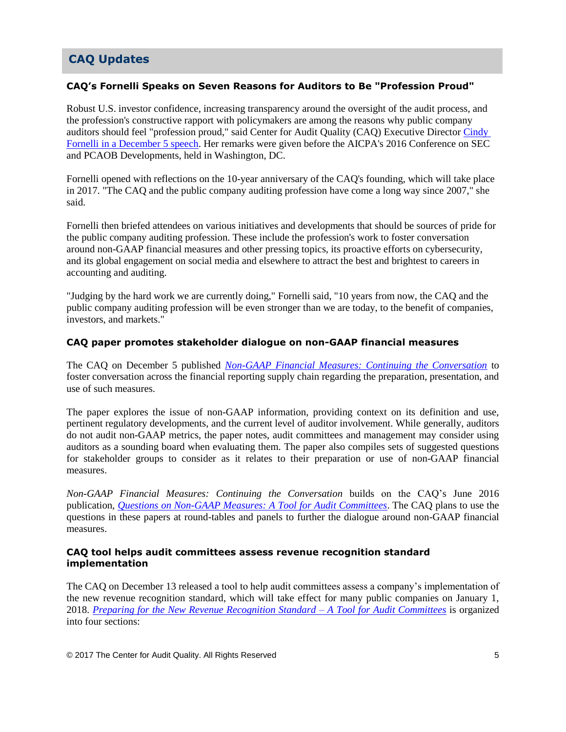## CAQ Updates

### CAQ's Fornelli Speaks on Seven Reasons for Auditors to Be "Profession Proud"

Robust U.S. investor confidence, increasing transparency around the oversight of the audit process, and the profession's constructive rapport with policymakers are among the reasons why public company auditors should feel "profession proud," said Center for Audit Quality (CAQ) Executive Director Cindy Fornelli in a December 5 speech. Her remarks were given before the AICPA's 2016 Conference on SEC and PCAOB Developments, held in Washington, DC.

Fornelli opened with reflections on the 10-year anniversary of the CAQ's founding, which will take place in 2017. "The CAQ and the public company auditing profession have come a long way since 2007," she said.

Fornelli then briefed attendees on various initiatives and developments that should be sources of pride for the public company auditing profession. These include the profession's work to foster conversation around non-GAAP financial measures and other pressing topics, its proactive efforts on cybersecurity, and its global engagement on social media and elsewhere to attract the best and brightest to careers in accounting and auditing.

"Judging by the hard work we are currently doing," Fornelli said, "10 years from now, the CAQ and the public company auditing profession will be even stronger than we are today, to the benefit of companies, investors, and markets."

### CAQ paper promotes stakeholder dialogue on non-GAAP financial measures

The CAQ on December 5 published *Non-GAAP Financial Measures: Continuing the Conversation* to foster conversation across the financial reporting supply chain regarding the preparation, presentation, and use of such measures.

The paper explores the issue of non-GAAP information, providing context on its definition and use, pertinent regulatory developments, and the current level of auditor involvement. While generally, auditors do not audit non-GAAP metrics, the paper notes, audit committees and management may consider using auditors as a sounding board when evaluating them. The paper also compiles sets of suggested questions for stakeholder groups to consider as it relates to their preparation or use of non-GAAP financial measures.

*Non-GAAP Financial Measures: Continuing the Conversation* builds on the CAQ's June 2016 publication, *Questions on Non-GAAP Measures: A Tool for Audit Committees*. The CAQ plans to use the questions in these papers at round-tables and panels to further the dialogue around non-GAAP financial measures.

### CAQ tool helps audit committees assess revenue recognition standard implementation

The CAQ on December 13 released a tool to help audit committees assess a company's implementation of the new revenue recognition standard, which will take effect for many public companies on January 1, 2018. *Preparing for the New Revenue Recognition Standard – A Tool for Audit Committees* is organized into four sections: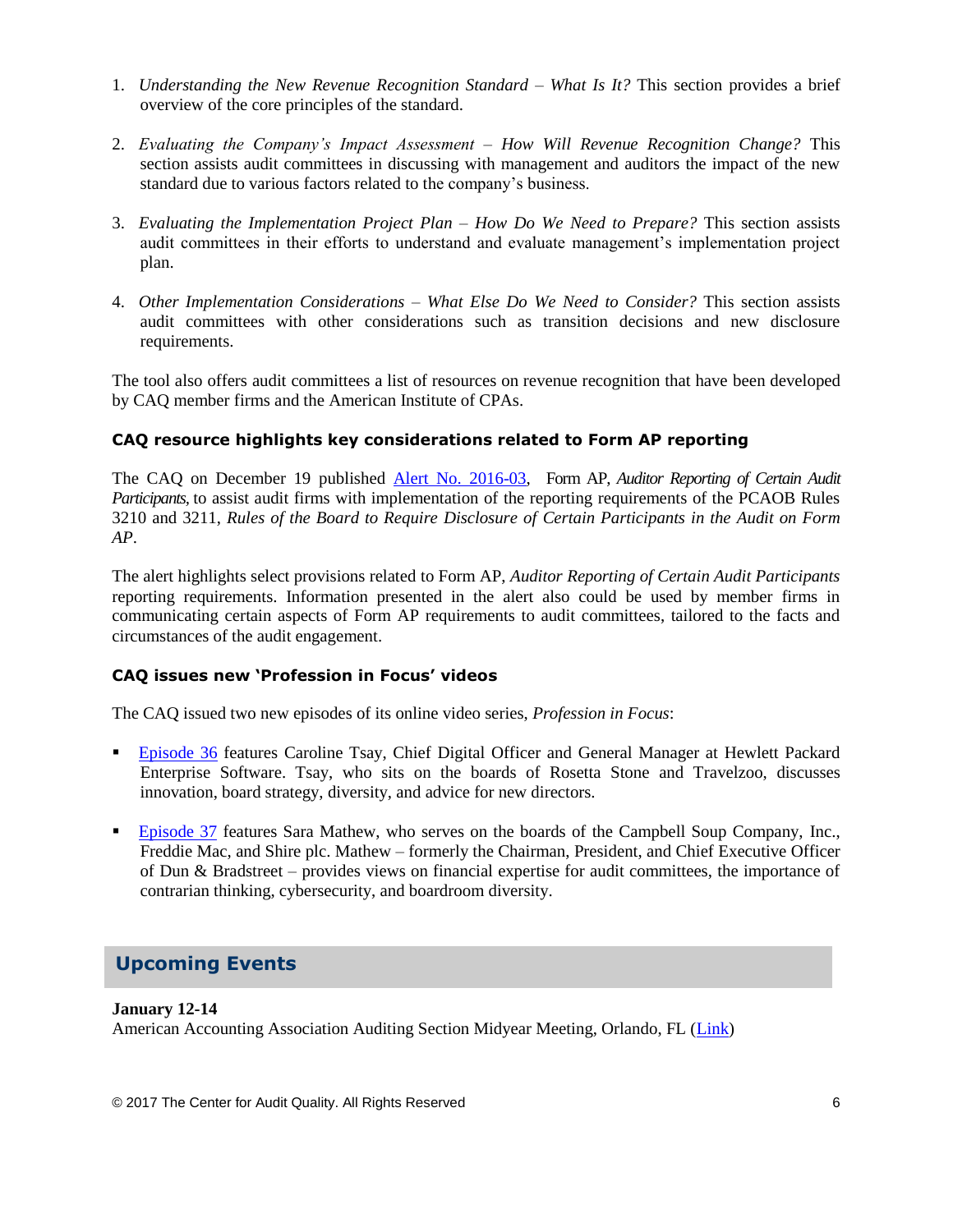1. *Understanding the New Revenue Recognition Standard – What Is It?* This section provides a brief overview of the core principles of the standard.

2. *Evaluating the Company's Impact Assessment – How Will Revenue Recognition Change?* This section assists audit committees in discussing with management and auditors the impact of the new standard due to various factors related to the company's business.

3. *Evaluating the Implementation Project Plan – How Do We Need to Prepare?* This section assists audit committees in their efforts to understand and evaluate management's implementation project plan.

4. *Other Implementation Considerations – What Else Do We Need to Consider?* This section assists audit committees with other considerations such as transition decisions and new disclosure requirements.

The tool also offers audit committees a list of resources on revenue recognition that have been developed by CAQ member firms and the American Institute of CPAs.

### CAQ resource highlights key considerations related to Form AP reporting

The CAQ on December 19 published Alert No. 2016-03, Form AP, *Auditor Reporting of Certain Audit Participants*, to assist audit firms with implementation of the reporting requirements of the PCAOB Rules 3210 and 3211, *Rules of the Board to Require Disclosure of Certain Participants in the Audit on Form AP*.

The alert highlights select provisions related to Form AP, *Auditor Reporting of Certain Audit Participants* reporting requirements. Information presented in the alert also could be used by member firms in communicating certain aspects of Form AP requirements to audit committees, tailored to the facts and circumstances of the audit engagement.

### CAQ issues new 'Profession in Focus' videos

The CAQ issued two new episodes of its online video series, *Profession in Focus*:

- Episode 36 features Caroline Tsay, Chief Digital Officer and General Manager at Hewlett Packard Enterprise Software. Tsay, who sits on the boards of Rosetta Stone and Travelzoo, discusses innovation, board strategy, diversity, and advice for new directors.

- Episode 37 features Sara Mathew, who serves on the boards of the Campbell Soup Company, Inc., Freddie Mac, and Shire plc. Mathew – formerly the Chairman, President, and Chief Executive Officer of Dun & Bradstreet – provides views on financial expertise for audit committees, the importance of contrarian thinking, cybersecurity, and boardroom diversity.

## Upcoming Events

**January 12-14**
American Accounting Association Auditing Section Midyear Meeting, Orlando, FL (Link)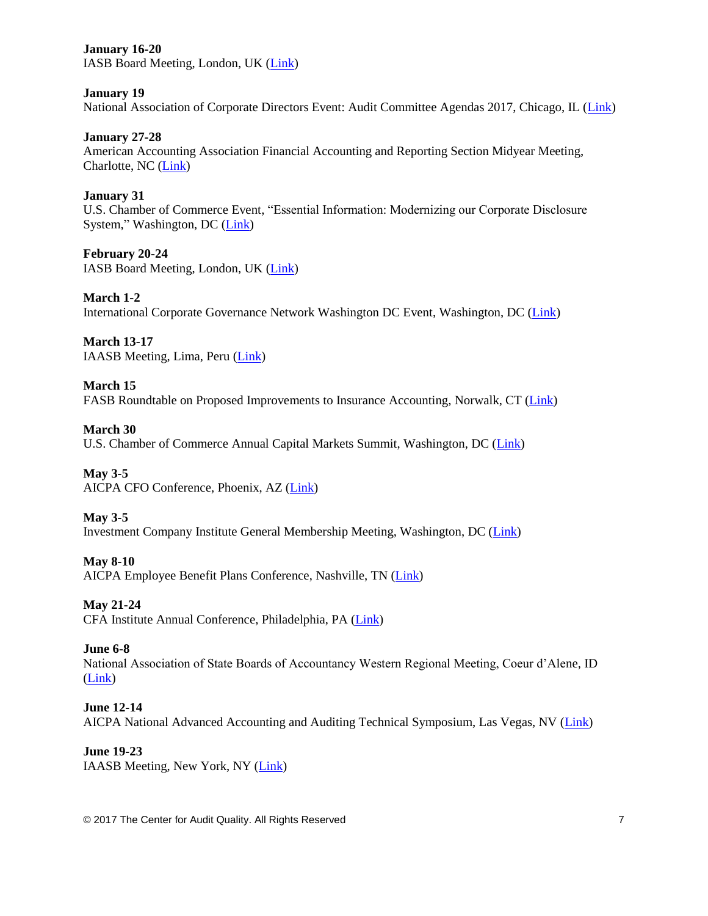**January 16-20**
IASB Board Meeting, London, UK (Link)

**January 19**
National Association of Corporate Directors Event: Audit Committee Agendas 2017, Chicago, IL (Link)

**January 27-28**
American Accounting Association Financial Accounting and Reporting Section Midyear Meeting, Charlotte, NC (Link)

**January 31**
U.S. Chamber of Commerce Event, "Essential Information: Modernizing our Corporate Disclosure System," Washington, DC (Link)

**February 20-24**
IASB Board Meeting, London, UK (Link)

**March 1-2**
International Corporate Governance Network Washington DC Event, Washington, DC (Link)

**March 13-17**
IAASB Meeting, Lima, Peru (Link)

**March 15**
FASB Roundtable on Proposed Improvements to Insurance Accounting, Norwalk, CT (Link)

**March 30**
U.S. Chamber of Commerce Annual Capital Markets Summit, Washington, DC (Link)

**May 3-5**
AICPA CFO Conference, Phoenix, AZ (Link)

**May 3-5**
Investment Company Institute General Membership Meeting, Washington, DC (Link)

**May 8-10**
AICPA Employee Benefit Plans Conference, Nashville, TN (Link)

**May 21-24**
CFA Institute Annual Conference, Philadelphia, PA (Link)

**June 6-8**
National Association of State Boards of Accountancy Western Regional Meeting, Coeur d'Alene, ID (Link)

**June 12-14**
AICPA National Advanced Accounting and Auditing Technical Symposium, Las Vegas, NV (Link)

**June 19-23**
IAASB Meeting, New York, NY (Link)

© 2017 The Center for Audit Quality. All Rights Reserved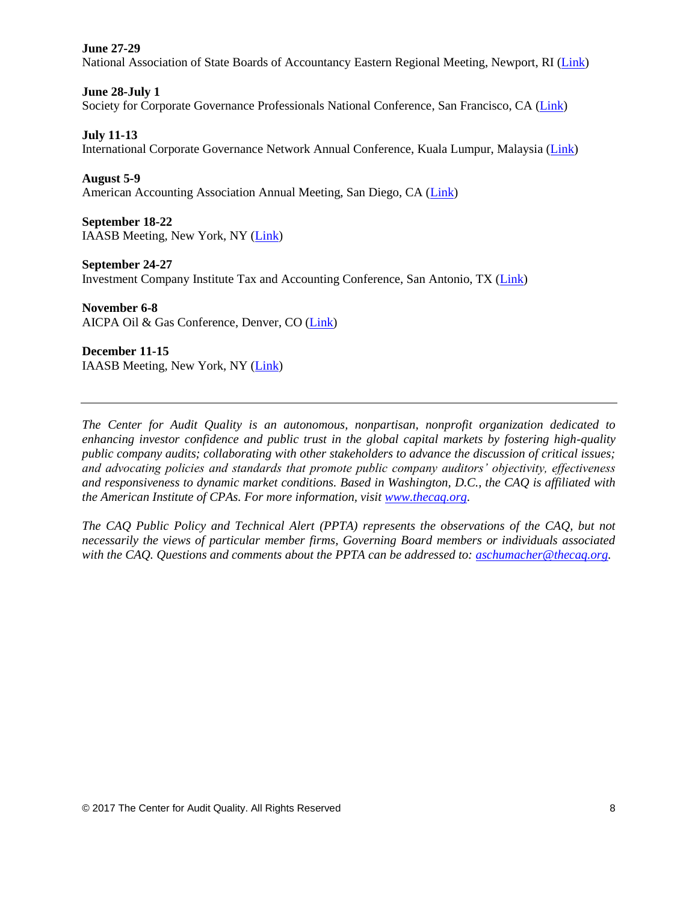**June 27-29**
National Association of State Boards of Accountancy Eastern Regional Meeting, Newport, RI (Link)

**June 28-July 1**
Society for Corporate Governance Professionals National Conference, San Francisco, CA (Link)

**July 11-13**
International Corporate Governance Network Annual Conference, Kuala Lumpur, Malaysia (Link)

**August 5-9**
American Accounting Association Annual Meeting, San Diego, CA (Link)

**September 18-22**
IAASB Meeting, New York, NY (Link)

**September 24-27**
Investment Company Institute Tax and Accounting Conference, San Antonio, TX (Link)

**November 6-8**
AICPA Oil & Gas Conference, Denver, CO (Link)

**December 11-15**
IAASB Meeting, New York, NY (Link)

---

*The Center for Audit Quality is an autonomous, nonpartisan, nonprofit organization dedicated to enhancing investor confidence and public trust in the global capital markets by fostering high-quality public company audits; collaborating with other stakeholders to advance the discussion of critical issues; and advocating policies and standards that promote public company auditors' objectivity, effectiveness and responsiveness to dynamic market conditions. Based in Washington, D.C., the CAQ is affiliated with the American Institute of CPAs. For more information, visit www.thecaq.org.*

*The CAQ Public Policy and Technical Alert (PPTA) represents the observations of the CAQ, but not necessarily the views of particular member firms, Governing Board members or individuals associated with the CAQ. Questions and comments about the PPTA can be addressed to: aschumacher@thecaq.org.*

© 2017 The Center for Audit Quality. All Rights Reserved